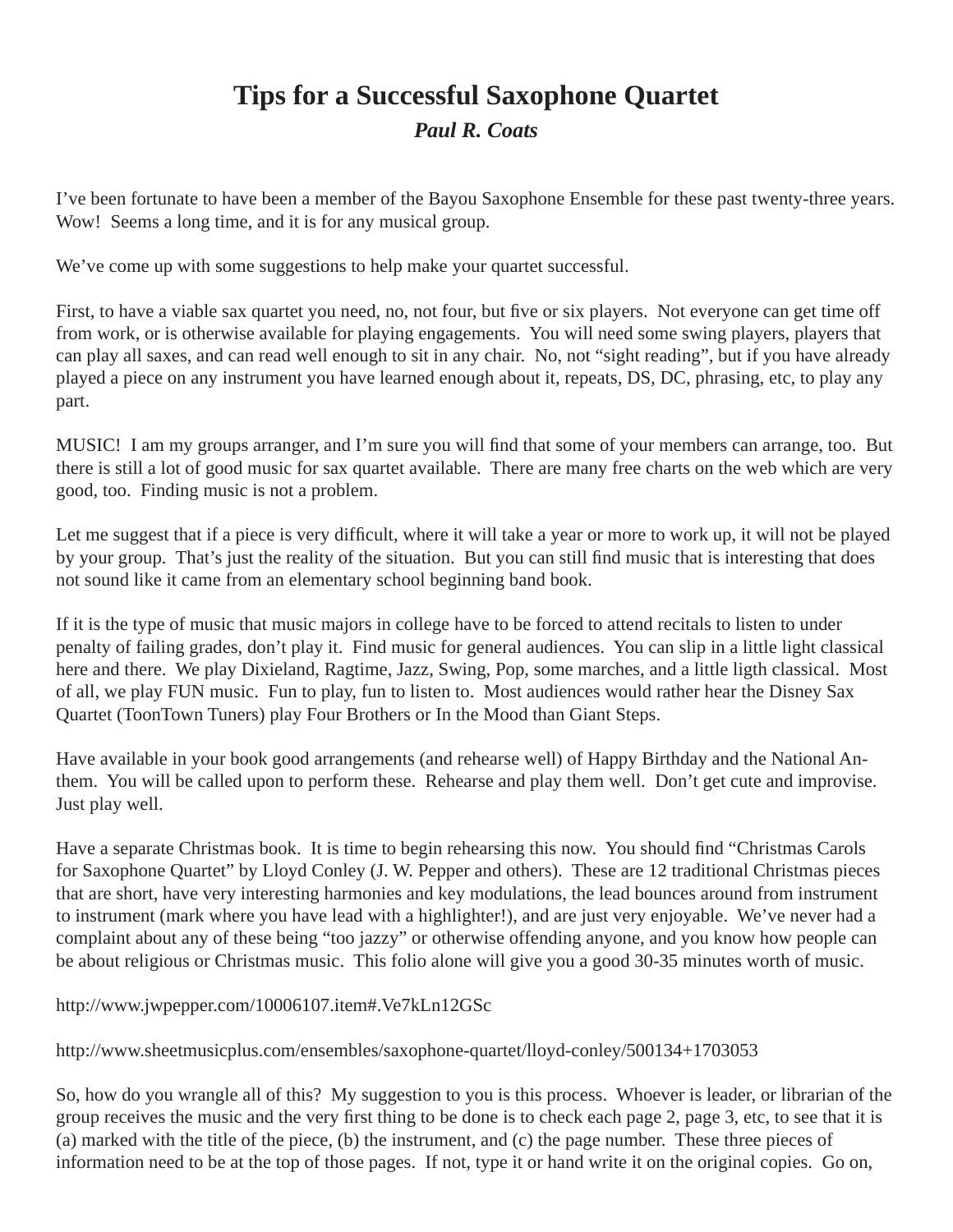# Tips for a Successful Saxophone Quartet

***Paul R. Coats***

I've been fortunate to have been a member of the Bayou Saxophone Ensemble for these past twenty-three years. Wow! Seems a long time, and it is for any musical group.

We've come up with some suggestions to help make your quartet successful.

First, to have a viable sax quartet you need, no, not four, but five or six players. Not everyone can get time off from work, or is otherwise available for playing engagements. You will need some swing players, players that can play all saxes, and can read well enough to sit in any chair. No, not "sight reading", but if you have already played a piece on any instrument you have learned enough about it, repeats, DS, DC, phrasing, etc, to play any part.

MUSIC! I am my groups arranger, and I'm sure you will find that some of your members can arrange, too. But there is still a lot of good music for sax quartet available. There are many free charts on the web which are very good, too. Finding music is not a problem.

Let me suggest that if a piece is very difficult, where it will take a year or more to work up, it will not be played by your group. That's just the reality of the situation. But you can still find music that is interesting that does not sound like it came from an elementary school beginning band book.

If it is the type of music that music majors in college have to be forced to attend recitals to listen to under penalty of failing grades, don't play it. Find music for general audiences. You can slip in a little light classical here and there. We play Dixieland, Ragtime, Jazz, Swing, Pop, some marches, and a little ligth classical. Most of all, we play FUN music. Fun to play, fun to listen to. Most audiences would rather hear the Disney Sax Quartet (ToonTown Tuners) play Four Brothers or In the Mood than Giant Steps.

Have available in your book good arrangements (and rehearse well) of Happy Birthday and the National Anthem. You will be called upon to perform these. Rehearse and play them well. Don't get cute and improvise. Just play well.

Have a separate Christmas book. It is time to begin rehearsing this now. You should find "Christmas Carols for Saxophone Quartet" by Lloyd Conley (J. W. Pepper and others). These are 12 traditional Christmas pieces that are short, have very interesting harmonies and key modulations, the lead bounces around from instrument to instrument (mark where you have lead with a highlighter!), and are just very enjoyable. We've never had a complaint about any of these being "too jazzy" or otherwise offending anyone, and you know how people can be about religious or Christmas music. This folio alone will give you a good 30-35 minutes worth of music.

http://www.jwpepper.com/10006107.item#.Ve7kLn12GSc

http://www.sheetmusicplus.com/ensembles/saxophone-quartet/lloyd-conley/500134+1703053

So, how do you wrangle all of this? My suggestion to you is this process. Whoever is leader, or librarian of the group receives the music and the very first thing to be done is to check each page 2, page 3, etc, to see that it is (a) marked with the title of the piece, (b) the instrument, and (c) the page number. These three pieces of information need to be at the top of those pages. If not, type it or hand write it on the original copies. Go on,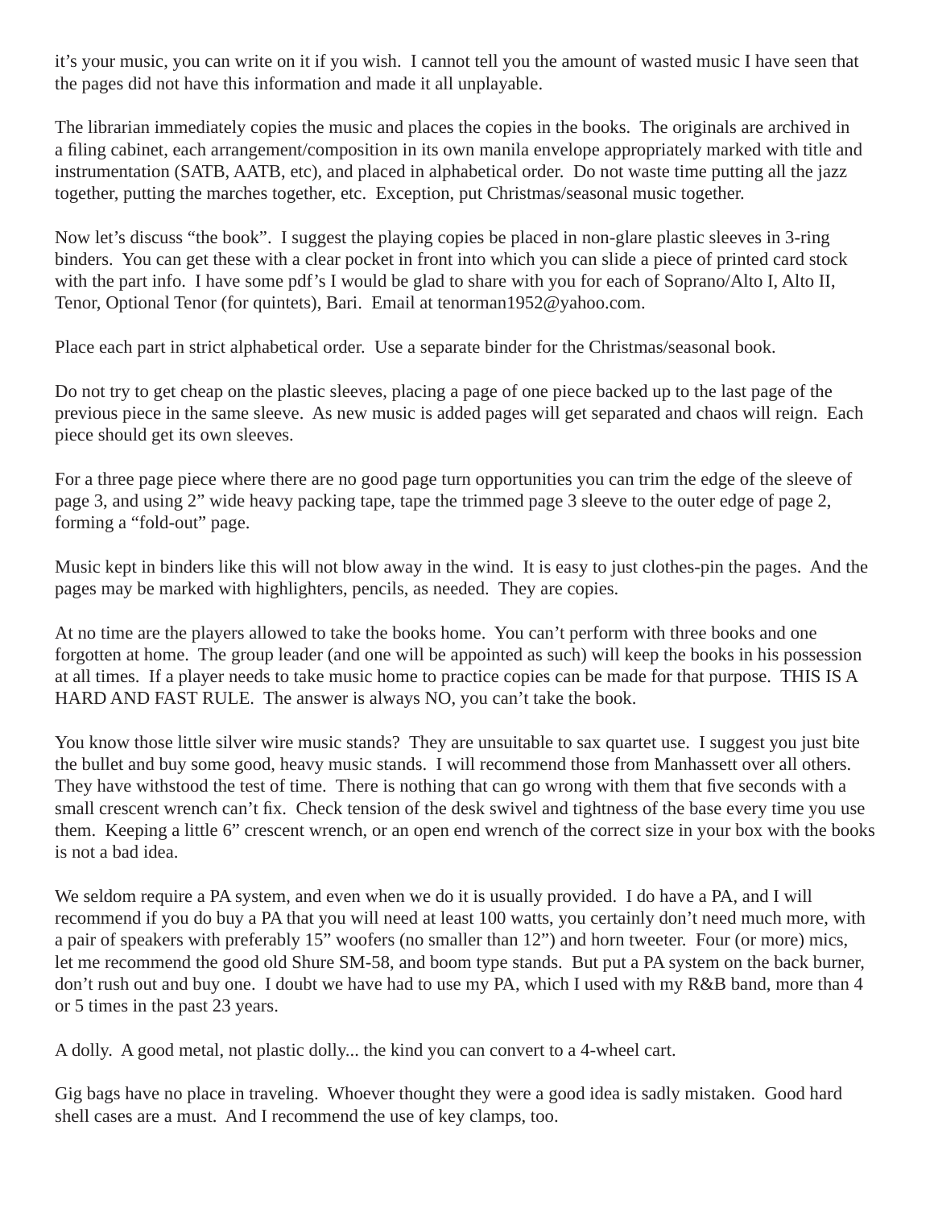it's your music, you can write on it if you wish. I cannot tell you the amount of wasted music I have seen that the pages did not have this information and made it all unplayable.

The librarian immediately copies the music and places the copies in the books. The originals are archived in a filing cabinet, each arrangement/composition in its own manila envelope appropriately marked with title and instrumentation (SATB, AATB, etc), and placed in alphabetical order. Do not waste time putting all the jazz together, putting the marches together, etc. Exception, put Christmas/seasonal music together.

Now let's discuss "the book". I suggest the playing copies be placed in non-glare plastic sleeves in 3-ring binders. You can get these with a clear pocket in front into which you can slide a piece of printed card stock with the part info. I have some pdf's I would be glad to share with you for each of Soprano/Alto I, Alto II, Tenor, Optional Tenor (for quintets), Bari. Email at tenorman1952@yahoo.com.

Place each part in strict alphabetical order. Use a separate binder for the Christmas/seasonal book.

Do not try to get cheap on the plastic sleeves, placing a page of one piece backed up to the last page of the previous piece in the same sleeve. As new music is added pages will get separated and chaos will reign. Each piece should get its own sleeves.

For a three page piece where there are no good page turn opportunities you can trim the edge of the sleeve of page 3, and using 2" wide heavy packing tape, tape the trimmed page 3 sleeve to the outer edge of page 2, forming a "fold-out" page.

Music kept in binders like this will not blow away in the wind. It is easy to just clothes-pin the pages. And the pages may be marked with highlighters, pencils, as needed. They are copies.

At no time are the players allowed to take the books home. You can't perform with three books and one forgotten at home. The group leader (and one will be appointed as such) will keep the books in his possession at all times. If a player needs to take music home to practice copies can be made for that purpose. THIS IS A HARD AND FAST RULE. The answer is always NO, you can't take the book.

You know those little silver wire music stands? They are unsuitable to sax quartet use. I suggest you just bite the bullet and buy some good, heavy music stands. I will recommend those from Manhassett over all others. They have withstood the test of time. There is nothing that can go wrong with them that five seconds with a small crescent wrench can't fix. Check tension of the desk swivel and tightness of the base every time you use them. Keeping a little 6" crescent wrench, or an open end wrench of the correct size in your box with the books is not a bad idea.

We seldom require a PA system, and even when we do it is usually provided. I do have a PA, and I will recommend if you do buy a PA that you will need at least 100 watts, you certainly don't need much more, with a pair of speakers with preferably 15" woofers (no smaller than 12") and horn tweeter. Four (or more) mics, let me recommend the good old Shure SM-58, and boom type stands. But put a PA system on the back burner, don't rush out and buy one. I doubt we have had to use my PA, which I used with my R&B band, more than 4 or 5 times in the past 23 years.

A dolly. A good metal, not plastic dolly... the kind you can convert to a 4-wheel cart.

Gig bags have no place in traveling. Whoever thought they were a good idea is sadly mistaken. Good hard shell cases are a must. And I recommend the use of key clamps, too.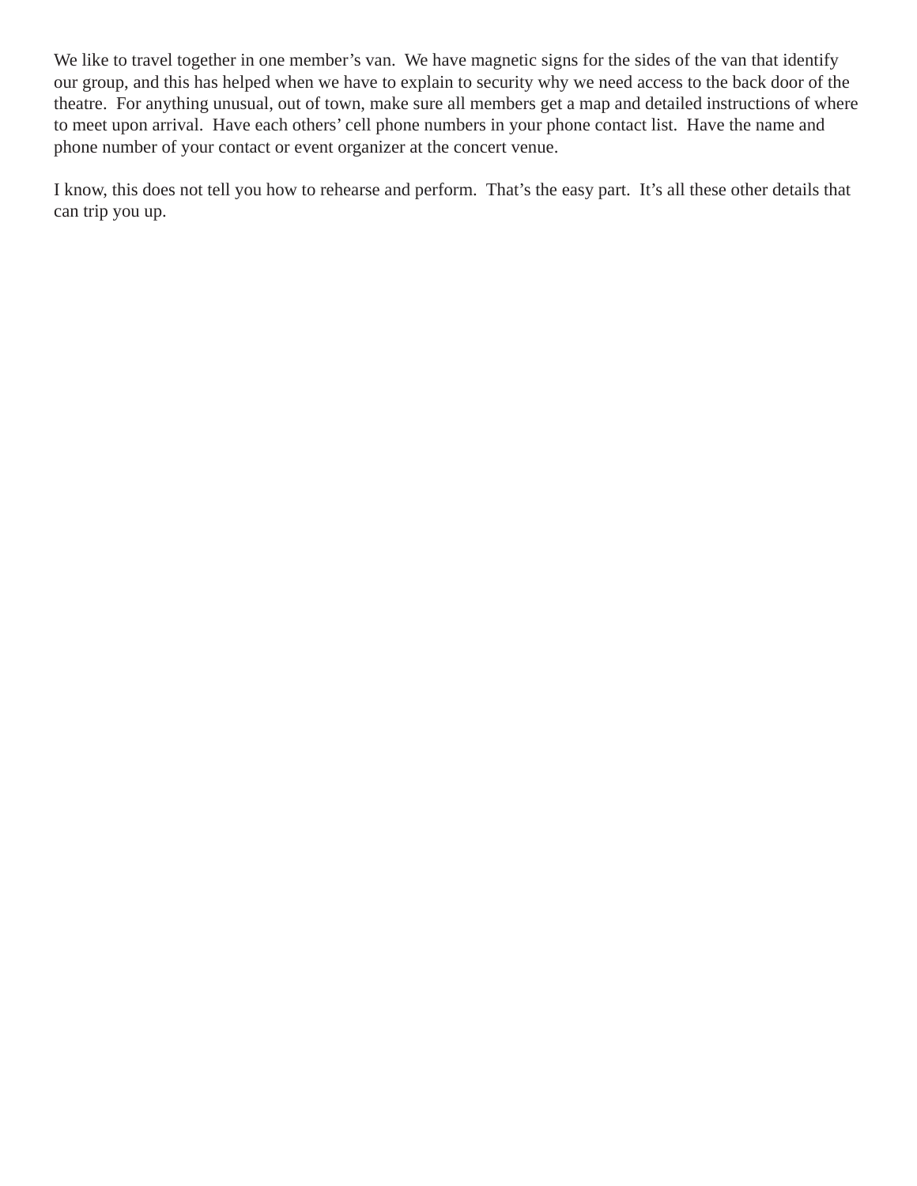We like to travel together in one member's van. We have magnetic signs for the sides of the van that identify our group, and this has helped when we have to explain to security why we need access to the back door of the theatre. For anything unusual, out of town, make sure all members get a map and detailed instructions of where to meet upon arrival. Have each others' cell phone numbers in your phone contact list. Have the name and phone number of your contact or event organizer at the concert venue.

I know, this does not tell you how to rehearse and perform. That's the easy part. It's all these other details that can trip you up.